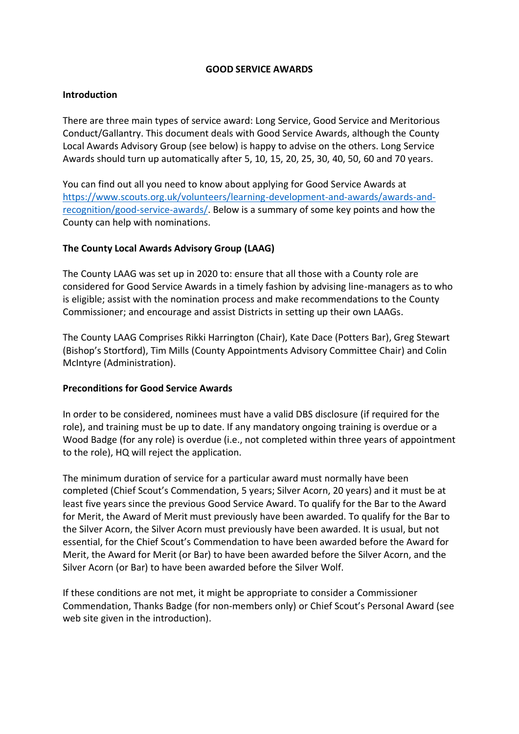# GOOD SERVICE AWARDS

## Introduction

There are three main types of service award: Long Service, Good Service and Meritorious Conduct/Gallantry. This document deals with Good Service Awards, although the County Local Awards Advisory Group (see below) is happy to advise on the others. Long Service Awards should turn up automatically after 5, 10, 15, 20, 25, 30, 40, 50, 60 and 70 years.

You can find out all you need to know about applying for Good Service Awards at https://www.scouts.org.uk/volunteers/learning-development-and-awards/awards-and-recognition/good-service-awards/. Below is a summary of some key points and how the County can help with nominations.

## The County Local Awards Advisory Group (LAAG)

The County LAAG was set up in 2020 to: ensure that all those with a County role are considered for Good Service Awards in a timely fashion by advising line-managers as to who is eligible; assist with the nomination process and make recommendations to the County Commissioner; and encourage and assist Districts in setting up their own LAAGs.

The County LAAG Comprises Rikki Harrington (Chair), Kate Dace (Potters Bar), Greg Stewart (Bishop's Stortford), Tim Mills (County Appointments Advisory Committee Chair) and Colin McIntyre (Administration).

## Preconditions for Good Service Awards

In order to be considered, nominees must have a valid DBS disclosure (if required for the role), and training must be up to date. If any mandatory ongoing training is overdue or a Wood Badge (for any role) is overdue (i.e., not completed within three years of appointment to the role), HQ will reject the application.

The minimum duration of service for a particular award must normally have been completed (Chief Scout's Commendation, 5 years; Silver Acorn, 20 years) and it must be at least five years since the previous Good Service Award. To qualify for the Bar to the Award for Merit, the Award of Merit must previously have been awarded. To qualify for the Bar to the Silver Acorn, the Silver Acorn must previously have been awarded. It is usual, but not essential, for the Chief Scout's Commendation to have been awarded before the Award for Merit, the Award for Merit (or Bar) to have been awarded before the Silver Acorn, and the Silver Acorn (or Bar) to have been awarded before the Silver Wolf.

If these conditions are not met, it might be appropriate to consider a Commissioner Commendation, Thanks Badge (for non-members only) or Chief Scout's Personal Award (see web site given in the introduction).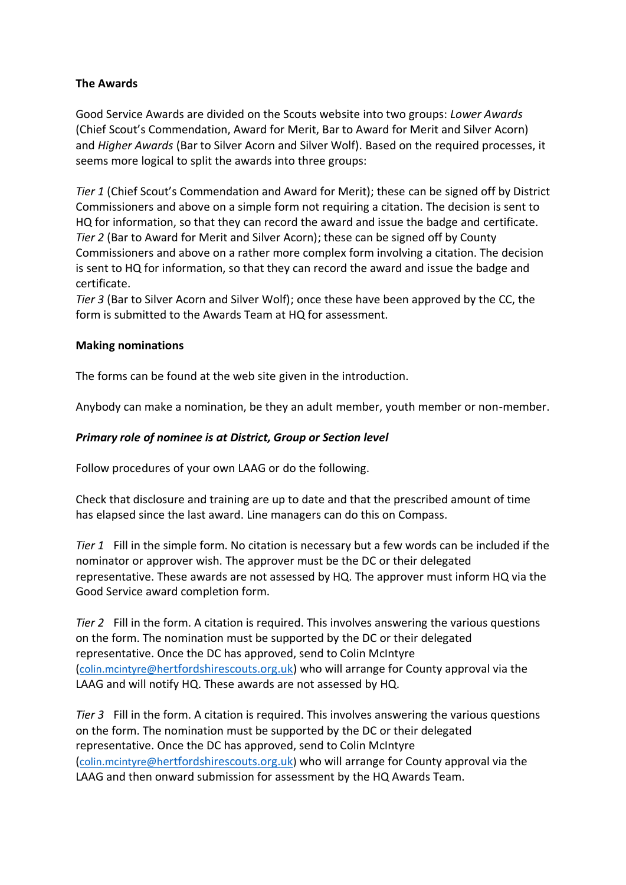**The Awards**

Good Service Awards are divided on the Scouts website into two groups: *Lower Awards* (Chief Scout's Commendation, Award for Merit, Bar to Award for Merit and Silver Acorn) and *Higher Awards* (Bar to Silver Acorn and Silver Wolf). Based on the required processes, it seems more logical to split the awards into three groups:

*Tier 1* (Chief Scout's Commendation and Award for Merit); these can be signed off by District Commissioners and above on a simple form not requiring a citation. The decision is sent to HQ for information, so that they can record the award and issue the badge and certificate.
*Tier 2* (Bar to Award for Merit and Silver Acorn); these can be signed off by County Commissioners and above on a rather more complex form involving a citation. The decision is sent to HQ for information, so that they can record the award and issue the badge and certificate.
*Tier 3* (Bar to Silver Acorn and Silver Wolf); once these have been approved by the CC, the form is submitted to the Awards Team at HQ for assessment.

**Making nominations**

The forms can be found at the web site given in the introduction.

Anybody can make a nomination, be they an adult member, youth member or non-member.

***Primary role of nominee is at District, Group or Section level***

Follow procedures of your own LAAG or do the following.

Check that disclosure and training are up to date and that the prescribed amount of time has elapsed since the last award. Line managers can do this on Compass.

*Tier 1* Fill in the simple form. No citation is necessary but a few words can be included if the nominator or approver wish. The approver must be the DC or their delegated representative. These awards are not assessed by HQ. The approver must inform HQ via the Good Service award completion form.

*Tier 2* Fill in the form. A citation is required. This involves answering the various questions on the form. The nomination must be supported by the DC or their delegated representative. Once the DC has approved, send to Colin McIntyre (colin.mcintyre@hertfordshirescouts.org.uk) who will arrange for County approval via the LAAG and will notify HQ. These awards are not assessed by HQ.

*Tier 3* Fill in the form. A citation is required. This involves answering the various questions on the form. The nomination must be supported by the DC or their delegated representative. Once the DC has approved, send to Colin McIntyre (colin.mcintyre@hertfordshirescouts.org.uk) who will arrange for County approval via the LAAG and then onward submission for assessment by the HQ Awards Team.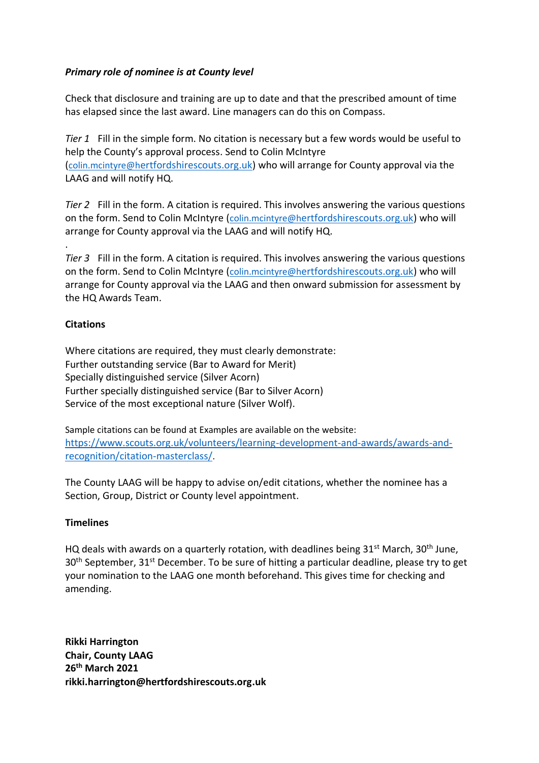***Primary role of nominee is at County level***

Check that disclosure and training are up to date and that the prescribed amount of time has elapsed since the last award. Line managers can do this on Compass.

*Tier 1* Fill in the simple form. No citation is necessary but a few words would be useful to help the County's approval process. Send to Colin McIntyre (colin.mcintyre@hertfordshirescouts.org.uk) who will arrange for County approval via the LAAG and will notify HQ.

*Tier 2* Fill in the form. A citation is required. This involves answering the various questions on the form. Send to Colin McIntyre (colin.mcintyre@hertfordshirescouts.org.uk) who will arrange for County approval via the LAAG and will notify HQ.

.

*Tier 3* Fill in the form. A citation is required. This involves answering the various questions on the form. Send to Colin McIntyre (colin.mcintyre@hertfordshirescouts.org.uk) who will arrange for County approval via the LAAG and then onward submission for assessment by the HQ Awards Team.

**Citations**

Where citations are required, they must clearly demonstrate:
Further outstanding service (Bar to Award for Merit)
Specially distinguished service (Silver Acorn)
Further specially distinguished service (Bar to Silver Acorn)
Service of the most exceptional nature (Silver Wolf).

Sample citations can be found at Examples are available on the website: [https://www.scouts.org.uk/volunteers/learning-development-and-awards/awards-and-recognition/citation-masterclass/](https://www.scouts.org.uk/volunteers/learning-development-and-awards/awards-and-recognition/citation-masterclass/).

The County LAAG will be happy to advise on/edit citations, whether the nominee has a Section, Group, District or County level appointment.

**Timelines**

HQ deals with awards on a quarterly rotation, with deadlines being 31st March, 30th June, 30th September, 31st December. To be sure of hitting a particular deadline, please try to get your nomination to the LAAG one month beforehand. This gives time for checking and amending.

**Rikki Harrington**
**Chair, County LAAG**
**26th March 2021**
**rikki.harrington@hertfordshirescouts.org.uk**